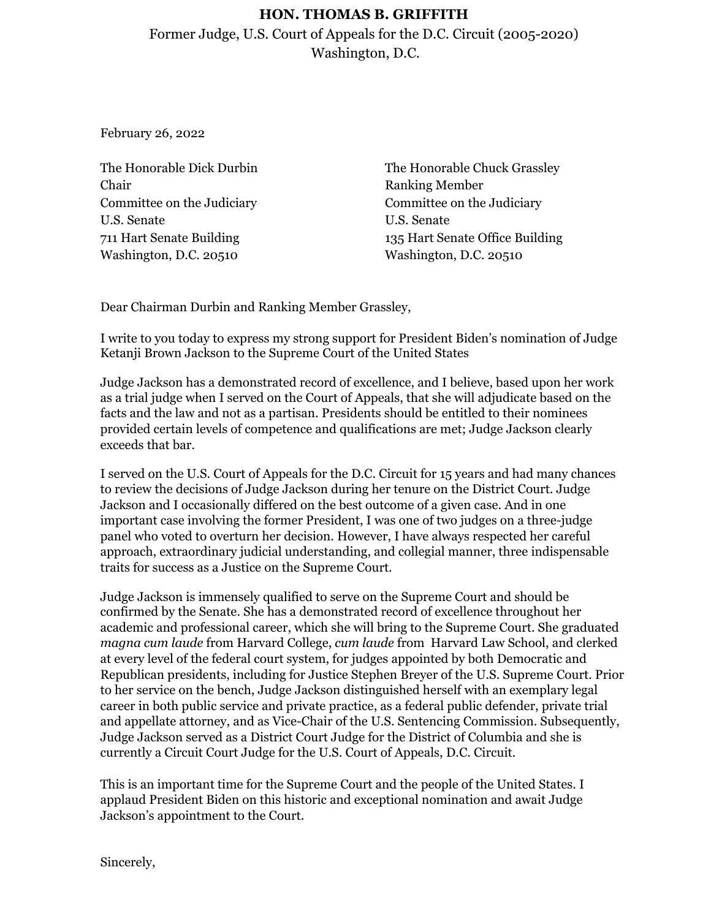**HON. THOMAS B. GRIFFITH**

Former Judge, U.S. Court of Appeals for the D.C. Circuit (2005-2020)
Washington, D.C.

February 26, 2022

The Honorable Dick Durbin
Chair
Committee on the Judiciary
U.S. Senate
711 Hart Senate Building
Washington, D.C. 20510

The Honorable Chuck Grassley
Ranking Member
Committee on the Judiciary
U.S. Senate
135 Hart Senate Office Building
Washington, D.C. 20510

Dear Chairman Durbin and Ranking Member Grassley,

I write to you today to express my strong support for President Biden's nomination of Judge Ketanji Brown Jackson to the Supreme Court of the United States

Judge Jackson has a demonstrated record of excellence, and I believe, based upon her work as a trial judge when I served on the Court of Appeals, that she will adjudicate based on the facts and the law and not as a partisan. Presidents should be entitled to their nominees provided certain levels of competence and qualifications are met; Judge Jackson clearly exceeds that bar.

I served on the U.S. Court of Appeals for the D.C. Circuit for 15 years and had many chances to review the decisions of Judge Jackson during her tenure on the District Court. Judge Jackson and I occasionally differed on the best outcome of a given case. And in one important case involving the former President, I was one of two judges on a three-judge panel who voted to overturn her decision. However, I have always respected her careful approach, extraordinary judicial understanding, and collegial manner, three indispensable traits for success as a Justice on the Supreme Court.

Judge Jackson is immensely qualified to serve on the Supreme Court and should be confirmed by the Senate. She has a demonstrated record of excellence throughout her academic and professional career, which she will bring to the Supreme Court. She graduated *magna cum laude* from Harvard College, *cum laude* from Harvard Law School, and clerked at every level of the federal court system, for judges appointed by both Democratic and Republican presidents, including for Justice Stephen Breyer of the U.S. Supreme Court. Prior to her service on the bench, Judge Jackson distinguished herself with an exemplary legal career in both public service and private practice, as a federal public defender, private trial and appellate attorney, and as Vice-Chair of the U.S. Sentencing Commission. Subsequently, Judge Jackson served as a District Court Judge for the District of Columbia and she is currently a Circuit Court Judge for the U.S. Court of Appeals, D.C. Circuit.

This is an important time for the Supreme Court and the people of the United States. I applaud President Biden on this historic and exceptional nomination and await Judge Jackson's appointment to the Court.

Sincerely,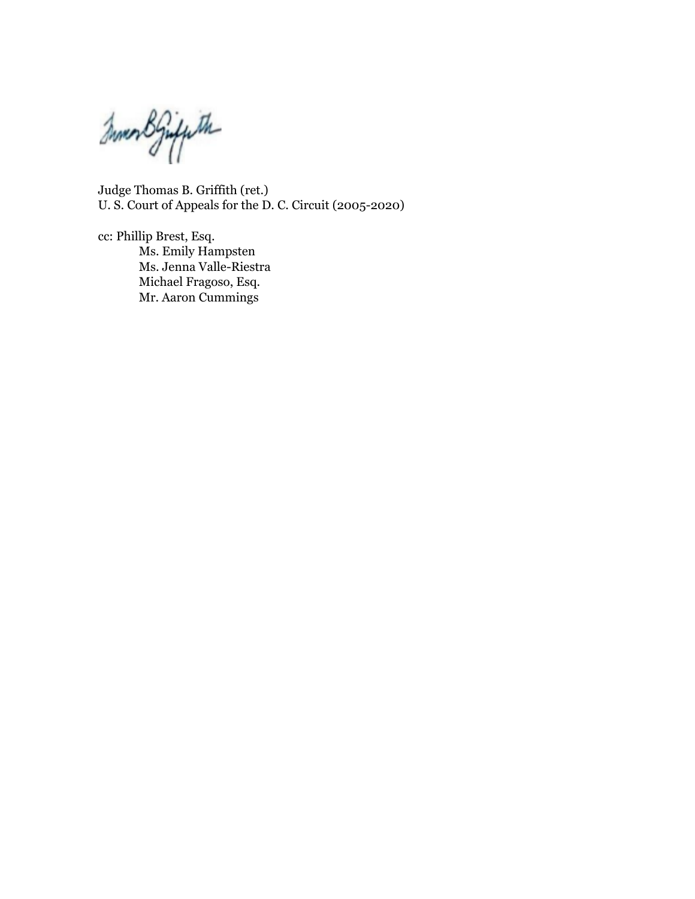Judge Thomas B. Griffith (ret.)
U. S. Court of Appeals for the D. C. Circuit (2005-2020)

cc: Phillip Brest, Esq.
Ms. Emily Hampsten
Ms. Jenna Valle-Riestra
Michael Fragoso, Esq.
Mr. Aaron Cummings